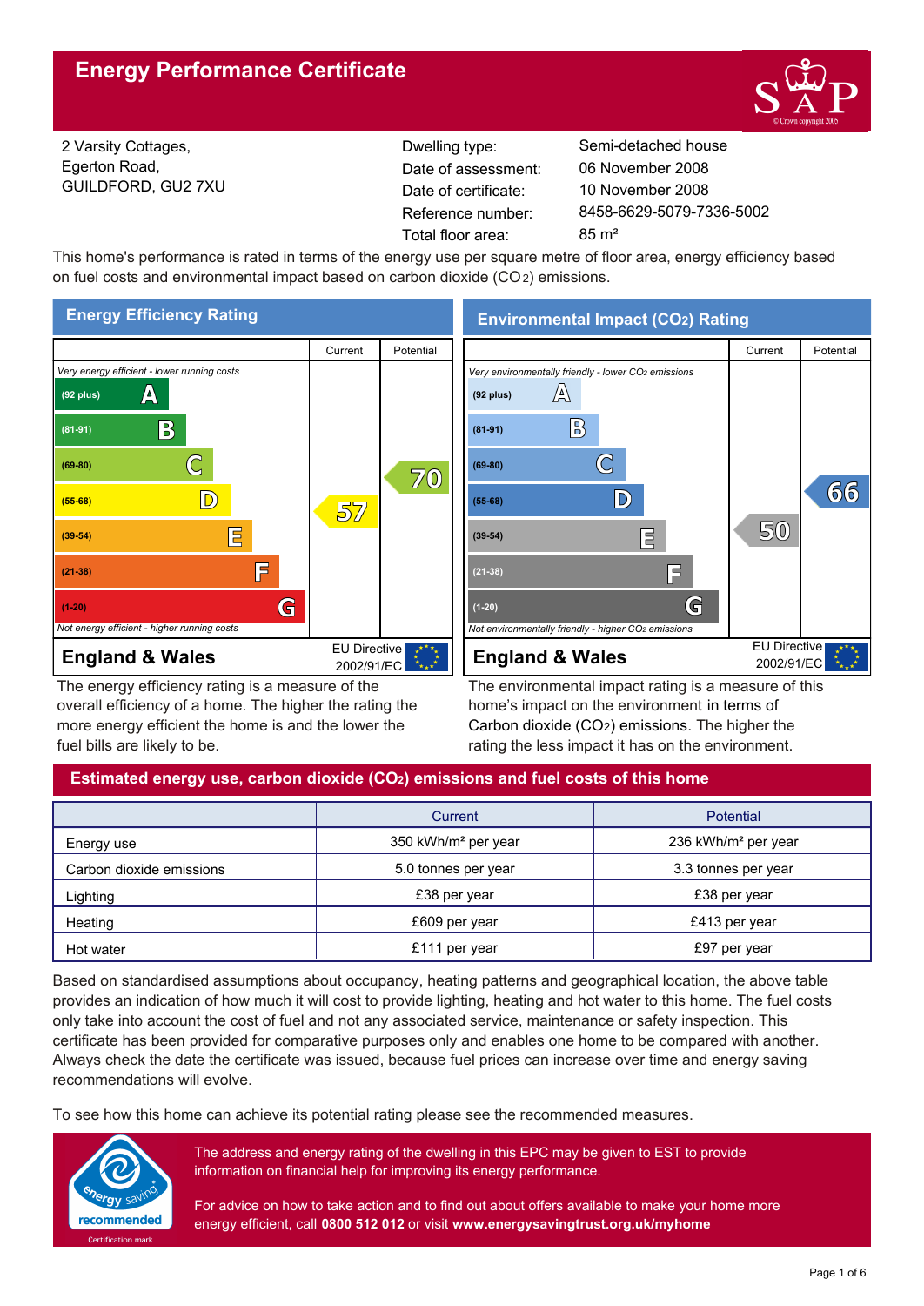# Energy Performance Certificate

2 Varsity Cottages,
Egerton Road,
GUILDFORD, GU2 7XU

| | |
|---|---|
| Dwelling type: | Semi-detached house |
| Date of assessment: | 06 November 2008 |
| Date of certificate: | 10 November 2008 |
| Reference number: | 8458-6629-5079-7336-5002 |
| Total floor area: | 85 m² |

This home's performance is rated in terms of the energy use per square metre of floor area, energy efficiency based on fuel costs and environmental impact based on carbon dioxide ($CO_2$) emissions.

## Energy Efficiency Rating

| | Current | Potential |
|---|---|---|
| *Very energy efficient - lower running costs* | | |
| (92 plus) A | | |
| (81-91) B | | |
| (69-80) C | | 70 |
| (55-68) D | 57 | |
| (39-54) E | | |
| (21-38) F | | |
| (1-20) G | | |
| *Not energy efficient - higher running costs* | | |

**England & Wales** — EU Directive 2002/91/EC

The energy efficiency rating is a measure of the overall efficiency of a home. The higher the rating the more energy efficient the home is and the lower the fuel bills are likely to be.

## Environmental Impact ($CO_2$) Rating

| | Current | Potential |
|---|---|---|
| *Very environmentally friendly - lower $CO_2$ emissions* | | |
| (92 plus) A | | |
| (81-91) B | | |
| (69-80) C | | |
| (55-68) D | | 66 |
| (39-54) E | 50 | |
| (21-38) F | | |
| (1-20) G | | |
| *Not environmentally friendly - higher $CO_2$ emissions* | | |

**England & Wales** — EU Directive 2002/91/EC

The environmental impact rating is a measure of this home's impact on the environment in terms of Carbon dioxide ($CO_2$) emissions. The higher the rating the less impact it has on the environment.

## Estimated energy use, carbon dioxide ($CO_2$) emissions and fuel costs of this home

| | Current | Potential |
|---|---|---|
| Energy use | 350 kWh/m² per year | 236 kWh/m² per year |
| Carbon dioxide emissions | 5.0 tonnes per year | 3.3 tonnes per year |
| Lighting | £38 per year | £38 per year |
| Heating | £609 per year | £413 per year |
| Hot water | £111 per year | £97 per year |

Based on standardised assumptions about occupancy, heating patterns and geographical location, the above table provides an indication of how much it will cost to provide lighting, heating and hot water to this home. The fuel costs only take into account the cost of fuel and not any associated service, maintenance or safety inspection. This certificate has been provided for comparative purposes only and enables one home to be compared with another. Always check the date the certificate was issued, because fuel prices can increase over time and energy saving recommendations will evolve.

To see how this home can achieve its potential rating please see the recommended measures.

The address and energy rating of the dwelling in this EPC may be given to EST to provide information on financial help for improving its energy performance.

For advice on how to take action and to find out about offers available to make your home more energy efficient, call **0800 512 012** or visit **www.energysavingtrust.org.uk/myhome**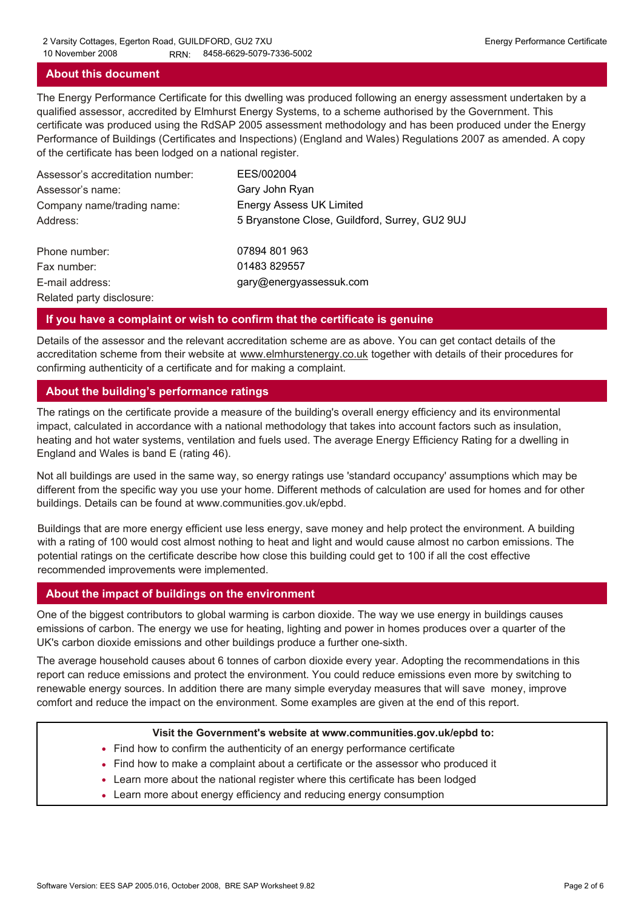## About this document

The Energy Performance Certificate for this dwelling was produced following an energy assessment undertaken by a qualified assessor, accredited by Elmhurst Energy Systems, to a scheme authorised by the Government. This certificate was produced using the RdSAP 2005 assessment methodology and has been produced under the Energy Performance of Buildings (Certificates and Inspections) (England and Wales) Regulations 2007 as amended. A copy of the certificate has been lodged on a national register.

| | |
|---|---|
| Assessor's accreditation number: | EES/002004 |
| Assessor's name: | Gary John Ryan |
| Company name/trading name: | Energy Assess UK Limited |
| Address: | 5 Bryanstone Close, Guildford, Surrey, GU2 9UJ |
| Phone number: | 07894 801 963 |
| Fax number: | 01483 829557 |
| E-mail address: | gary@energyassessuk.com |
| Related party disclosure: | |

## If you have a complaint or wish to confirm that the certificate is genuine

Details of the assessor and the relevant accreditation scheme are as above. You can get contact details of the accreditation scheme from their website at www.elmhurstenergy.co.uk together with details of their procedures for confirming authenticity of a certificate and for making a complaint.

## About the building's performance ratings

The ratings on the certificate provide a measure of the building's overall energy efficiency and its environmental impact, calculated in accordance with a national methodology that takes into account factors such as insulation, heating and hot water systems, ventilation and fuels used. The average Energy Efficiency Rating for a dwelling in England and Wales is band E (rating 46).

Not all buildings are used in the same way, so energy ratings use 'standard occupancy' assumptions which may be different from the specific way you use your home. Different methods of calculation are used for homes and for other buildings. Details can be found at www.communities.gov.uk/epbd.

Buildings that are more energy efficient use less energy, save money and help protect the environment. A building with a rating of 100 would cost almost nothing to heat and light and would cause almost no carbon emissions. The potential ratings on the certificate describe how close this building could get to 100 if all the cost effective recommended improvements were implemented.

## About the impact of buildings on the environment

One of the biggest contributors to global warming is carbon dioxide. The way we use energy in buildings causes emissions of carbon. The energy we use for heating, lighting and power in homes produces over a quarter of the UK's carbon dioxide emissions and other buildings produce a further one-sixth.

The average household causes about 6 tonnes of carbon dioxide every year. Adopting the recommendations in this report can reduce emissions and protect the environment. You could reduce emissions even more by switching to renewable energy sources. In addition there are many simple everyday measures that will save money, improve comfort and reduce the impact on the environment. Some examples are given at the end of this report.

**Visit the Government's website at www.communities.gov.uk/epbd to:**

- Find how to confirm the authenticity of an energy performance certificate
- Find how to make a complaint about a certificate or the assessor who produced it
- Learn more about the national register where this certificate has been lodged
- Learn more about energy efficiency and reducing energy consumption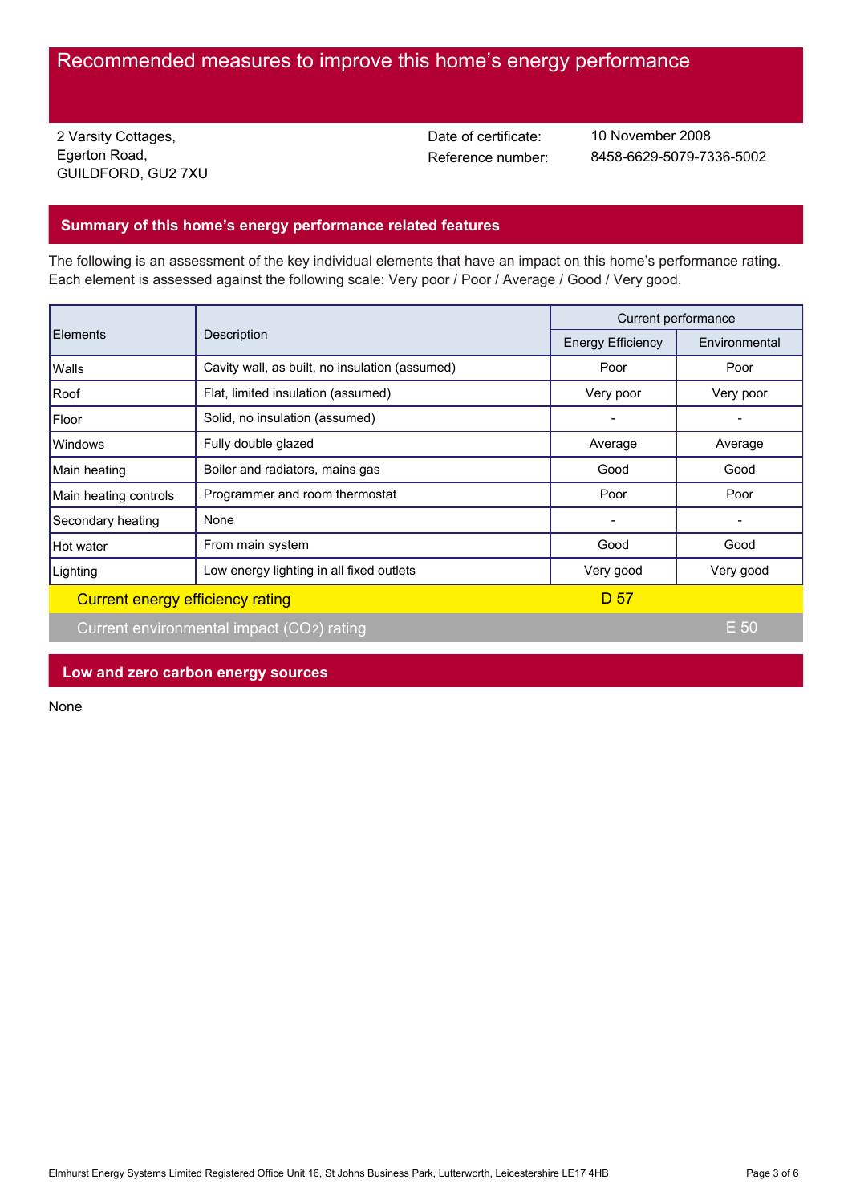# Recommended measures to improve this home's energy performance

2 Varsity Cottages,
Egerton Road,
GUILDFORD, GU2 7XU

Date of certificate: 10 November 2008
Reference number: 8458-6629-5079-7336-5002

## Summary of this home's energy performance related features

The following is an assessment of the key individual elements that have an impact on this home's performance rating. Each element is assessed against the following scale: Very poor / Poor / Average / Good / Very good.

| Elements | Description | Current performance | |
|---|---|---|---|
| | | Energy Efficiency | Environmental |
| Walls | Cavity wall, as built, no insulation (assumed) | Poor | Poor |
| Roof | Flat, limited insulation (assumed) | Very poor | Very poor |
| Floor | Solid, no insulation (assumed) | - | - |
| Windows | Fully double glazed | Average | Average |
| Main heating | Boiler and radiators, mains gas | Good | Good |
| Main heating controls | Programmer and room thermostat | Poor | Poor |
| Secondary heating | None | - | - |
| Hot water | From main system | Good | Good |
| Lighting | Low energy lighting in all fixed outlets | Very good | Very good |

Current energy efficiency rating: D 57

Current environmental impact ($CO_2$) rating: E 50

## Low and zero carbon energy sources

None

Elmhurst Energy Systems Limited Registered Office Unit 16, St Johns Business Park, Lutterworth, Leicestershire LE17 4HB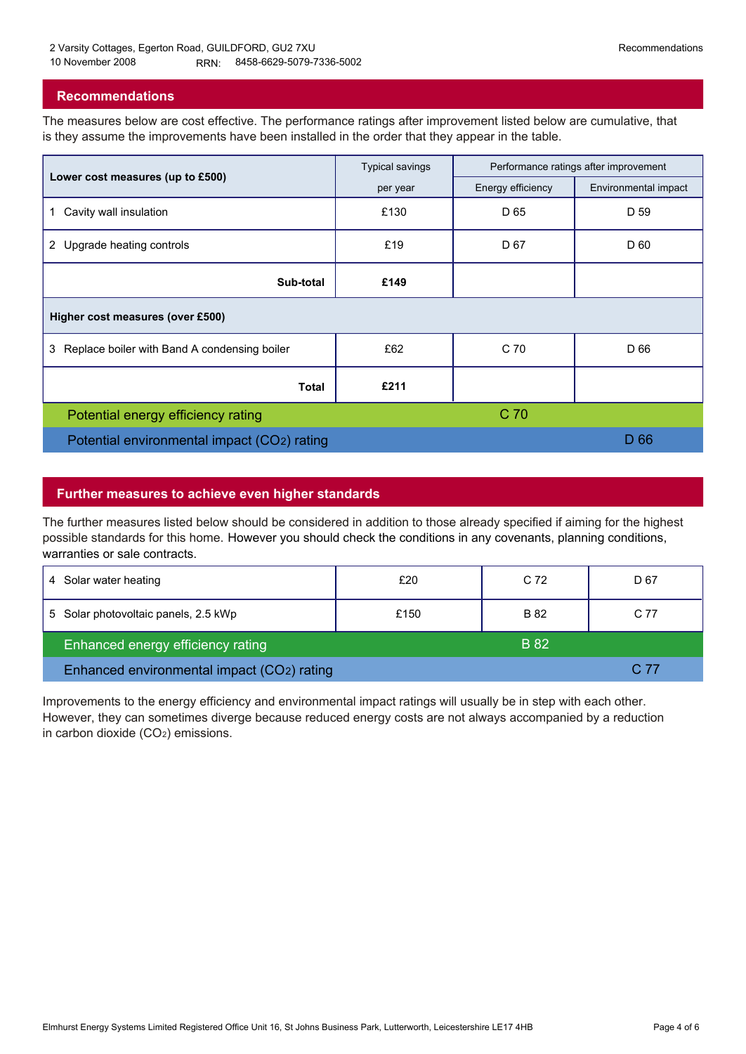## Recommendations

The measures below are cost effective. The performance ratings after improvement listed below are cumulative, that is they assume the improvements have been installed in the order that they appear in the table.

| Lower cost measures (up to £500) | Typical savings per year | Performance ratings after improvement | |
|---|---|---|---|
| | | Energy efficiency | Environmental impact |
| 1 Cavity wall insulation | £130 | D 65 | D 59 |
| 2 Upgrade heating controls | £19 | D 67 | D 60 |
| **Sub-total** | **£149** | | |
| **Higher cost measures (over £500)** | | | |
| 3 Replace boiler with Band A condensing boiler | £62 | C 70 | D 66 |
| **Total** | **£211** | | |
| Potential energy efficiency rating | | C 70 | |
| Potential environmental impact ($CO_2$) rating | | | D 66 |

## Further measures to achieve even higher standards

The further measures listed below should be considered in addition to those already specified if aiming for the highest possible standards for this home. However you should check the conditions in any covenants, planning conditions, warranties or sale contracts.

| Measure | Typical savings per year | Energy efficiency | Environmental impact |
|---|---|---|---|
| 4 Solar water heating | £20 | C 72 | D 67 |
| 5 Solar photovoltaic panels, 2.5 kWp | £150 | B 82 | C 77 |
| Enhanced energy efficiency rating | | B 82 | |
| Enhanced environmental impact ($CO_2$) rating | | | C 77 |

Improvements to the energy efficiency and environmental impact ratings will usually be in step with each other. However, they can sometimes diverge because reduced energy costs are not always accompanied by a reduction in carbon dioxide ($CO_2$) emissions.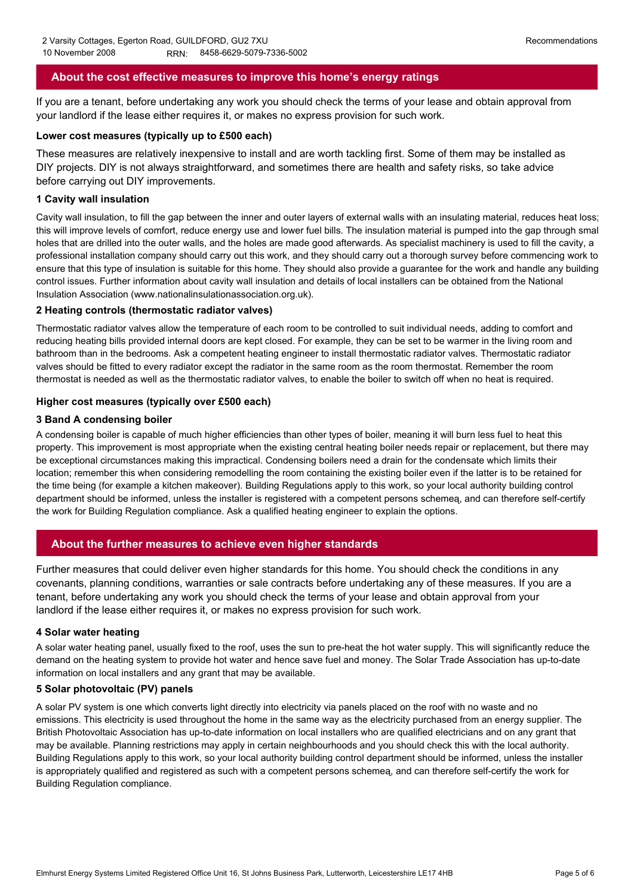## About the cost effective measures to improve this home's energy ratings

If you are a tenant, before undertaking any work you should check the terms of your lease and obtain approval from your landlord if the lease either requires it, or makes no express provision for such work.

### Lower cost measures (typically up to £500 each)

These measures are relatively inexpensive to install and are worth tackling first. Some of them may be installed as DIY projects. DIY is not always straightforward, and sometimes there are health and safety risks, so take advice before carrying out DIY improvements.

#### 1 Cavity wall insulation

Cavity wall insulation, to fill the gap between the inner and outer layers of external walls with an insulating material, reduces heat loss; this will improve levels of comfort, reduce energy use and lower fuel bills. The insulation material is pumped into the gap through smal holes that are drilled into the outer walls, and the holes are made good afterwards. As specialist machinery is used to fill the cavity, a professional installation company should carry out this work, and they should carry out a thorough survey before commencing work to ensure that this type of insulation is suitable for this home. They should also provide a guarantee for the work and handle any building control issues. Further information about cavity wall insulation and details of local installers can be obtained from the National Insulation Association (www.nationalinsulationassociation.org.uk).

#### 2 Heating controls (thermostatic radiator valves)

Thermostatic radiator valves allow the temperature of each room to be controlled to suit individual needs, adding to comfort and reducing heating bills provided internal doors are kept closed. For example, they can be set to be warmer in the living room and bathroom than in the bedrooms. Ask a competent heating engineer to install thermostatic radiator valves. Thermostatic radiator valves should be fitted to every radiator except the radiator in the same room as the room thermostat. Remember the room thermostat is needed as well as the thermostatic radiator valves, to enable the boiler to switch off when no heat is required.

### Higher cost measures (typically over £500 each)

#### 3 Band A condensing boiler

A condensing boiler is capable of much higher efficiencies than other types of boiler, meaning it will burn less fuel to heat this property. This improvement is most appropriate when the existing central heating boiler needs repair or replacement, but there may be exceptional circumstances making this impractical. Condensing boilers need a drain for the condensate which limits their location; remember this when considering remodelling the room containing the existing boiler even if the latter is to be retained for the time being (for example a kitchen makeover). Building Regulations apply to this work, so your local authority building control department should be informed, unless the installer is registered with a competent persons schemeą, and can therefore self-certify the work for Building Regulation compliance. Ask a qualified heating engineer to explain the options.

## About the further measures to achieve even higher standards

Further measures that could deliver even higher standards for this home. You should check the conditions in any covenants, planning conditions, warranties or sale contracts before undertaking any of these measures. If you are a tenant, before undertaking any work you should check the terms of your lease and obtain approval from your landlord if the lease either requires it, or makes no express provision for such work.

#### 4 Solar water heating

A solar water heating panel, usually fixed to the roof, uses the sun to pre-heat the hot water supply. This will significantly reduce the demand on the heating system to provide hot water and hence save fuel and money. The Solar Trade Association has up-to-date information on local installers and any grant that may be available.

#### 5 Solar photovoltaic (PV) panels

A solar PV system is one which converts light directly into electricity via panels placed on the roof with no waste and no emissions. This electricity is used throughout the home in the same way as the electricity purchased from an energy supplier. The British Photovoltaic Association has up-to-date information on local installers who are qualified electricians and on any grant that may be available. Planning restrictions may apply in certain neighbourhoods and you should check this with the local authority. Building Regulations apply to this work, so your local authority building control department should be informed, unless the installer is appropriately qualified and registered as such with a competent persons schemeą, and can therefore self-certify the work for Building Regulation compliance.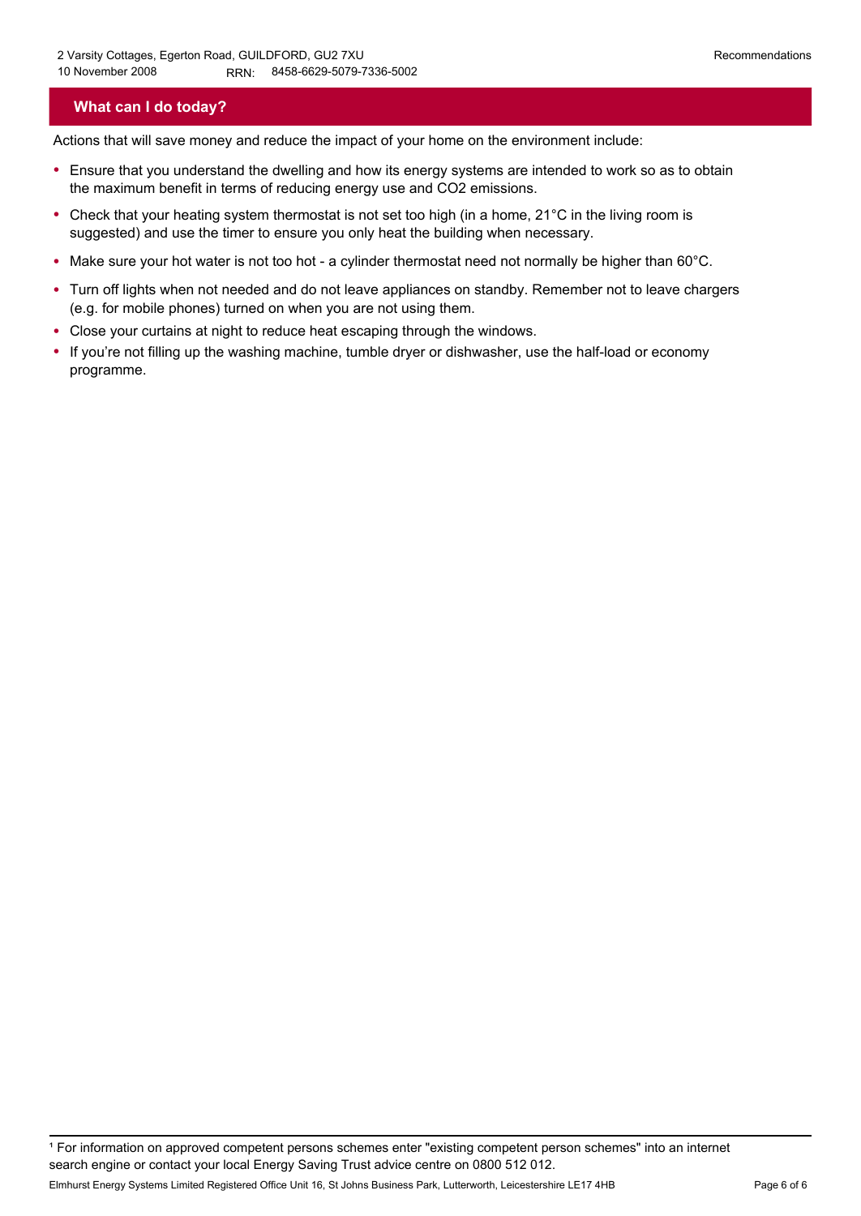## What can I do today?

Actions that will save money and reduce the impact of your home on the environment include:

- Ensure that you understand the dwelling and how its energy systems are intended to work so as to obtain the maximum benefit in terms of reducing energy use and $CO_2$ emissions.
- Check that your heating system thermostat is not set too high (in a home, 21°C in the living room is suggested) and use the timer to ensure you only heat the building when necessary.
- Make sure your hot water is not too hot - a cylinder thermostat need not normally be higher than 60°C.
- Turn off lights when not needed and do not leave appliances on standby. Remember not to leave chargers (e.g. for mobile phones) turned on when you are not using them.
- Close your curtains at night to reduce heat escaping through the windows.
- If you're not filling up the washing machine, tumble dryer or dishwasher, use the half-load or economy programme.

[1] For information on approved competent persons schemes enter "existing competent person schemes" into an internet search engine or contact your local Energy Saving Trust advice centre on 0800 512 012.